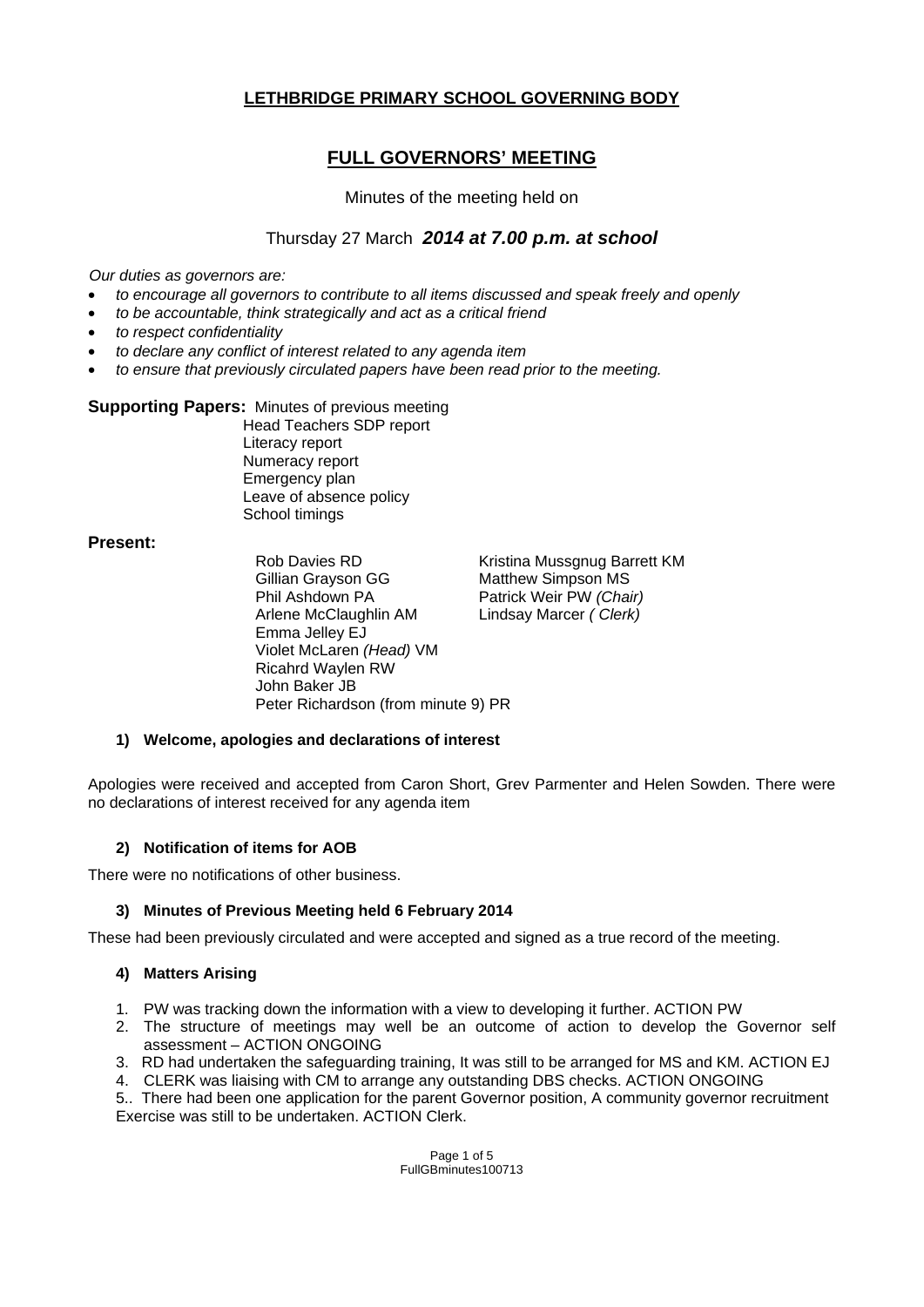# LETHBRIDGE PRIMARY SCHOOL GOVERNING BODY

## FULL GOVERNORS' MEETING

Minutes of the meeting held on

Thursday 27 March ***2014 at 7.00 p.m. at school***

*Our duties as governors are:*

- *to encourage all governors to contribute to all items discussed and speak freely and openly*
- *to be accountable, think strategically and act as a critical friend*
- *to respect confidentiality*
- *to declare any conflict of interest related to any agenda item*
- *to ensure that previously circulated papers have been read prior to the meeting.*

**Supporting Papers:** Minutes of previous meeting
Head Teachers SDP report
Literacy report
Numeracy report
Emergency plan
Leave of absence policy
School timings

**Present:**

Rob Davies RD
Gillian Grayson GG
Phil Ashdown PA
Arlene McClaughlin AM
Emma Jelley EJ
Violet McLaren *(Head)* VM
Ricahrd Waylen RW
John Baker JB
Peter Richardson (from minute 9) PR
Kristina Mussgnug Barrett KM
Matthew Simpson MS
Patrick Weir PW *(Chair)*
Lindsay Marcer *( Clerk)*

**1) Welcome, apologies and declarations of interest**

Apologies were received and accepted from Caron Short, Grev Parmenter and Helen Sowden. There were no declarations of interest received for any agenda item

**2) Notification of items for AOB**

There were no notifications of other business.

**3) Minutes of Previous Meeting held 6 February 2014**

These had been previously circulated and were accepted and signed as a true record of the meeting.

**4) Matters Arising**

1. PW was tracking down the information with a view to developing it further. ACTION PW
2. The structure of meetings may well be an outcome of action to develop the Governor self assessment – ACTION ONGOING
3. RD had undertaken the safeguarding training, It was still to be arranged for MS and KM. ACTION EJ
4. CLERK was liaising with CM to arrange any outstanding DBS checks. ACTION ONGOING

5.. There had been one application for the parent Governor position, A community governor recruitment Exercise was still to be undertaken. ACTION Clerk.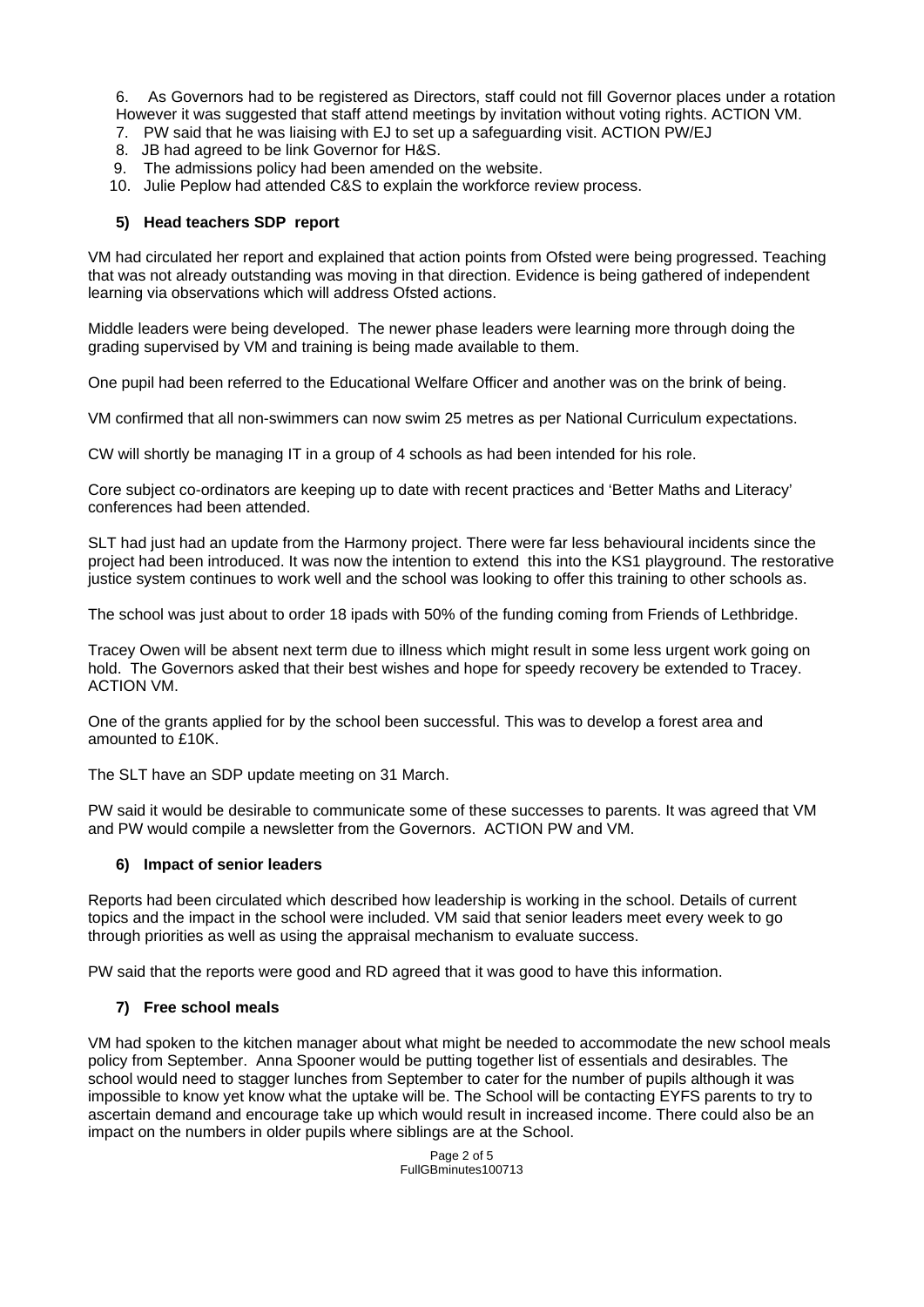6. As Governors had to be registered as Directors, staff could not fill Governor places under a rotation However it was suggested that staff attend meetings by invitation without voting rights. ACTION VM.
7. PW said that he was liaising with EJ to set up a safeguarding visit. ACTION PW/EJ
8. JB had agreed to be link Governor for H&S.
9. The admissions policy had been amended on the website.
10. Julie Peplow had attended C&S to explain the workforce review process.

### 5) Head teachers SDP report

VM had circulated her report and explained that action points from Ofsted were being progressed. Teaching that was not already outstanding was moving in that direction. Evidence is being gathered of independent learning via observations which will address Ofsted actions.

Middle leaders were being developed. The newer phase leaders were learning more through doing the grading supervised by VM and training is being made available to them.

One pupil had been referred to the Educational Welfare Officer and another was on the brink of being.

VM confirmed that all non-swimmers can now swim 25 metres as per National Curriculum expectations.

CW will shortly be managing IT in a group of 4 schools as had been intended for his role.

Core subject co-ordinators are keeping up to date with recent practices and 'Better Maths and Literacy' conferences had been attended.

SLT had just had an update from the Harmony project. There were far less behavioural incidents since the project had been introduced. It was now the intention to extend this into the KS1 playground. The restorative justice system continues to work well and the school was looking to offer this training to other schools as.

The school was just about to order 18 ipads with 50% of the funding coming from Friends of Lethbridge.

Tracey Owen will be absent next term due to illness which might result in some less urgent work going on hold. The Governors asked that their best wishes and hope for speedy recovery be extended to Tracey. ACTION VM.

One of the grants applied for by the school been successful. This was to develop a forest area and amounted to £10K.

The SLT have an SDP update meeting on 31 March.

PW said it would be desirable to communicate some of these successes to parents. It was agreed that VM and PW would compile a newsletter from the Governors. ACTION PW and VM.

### 6) Impact of senior leaders

Reports had been circulated which described how leadership is working in the school. Details of current topics and the impact in the school were included. VM said that senior leaders meet every week to go through priorities as well as using the appraisal mechanism to evaluate success.

PW said that the reports were good and RD agreed that it was good to have this information.

### 7) Free school meals

VM had spoken to the kitchen manager about what might be needed to accommodate the new school meals policy from September. Anna Spooner would be putting together list of essentials and desirables. The school would need to stagger lunches from September to cater for the number of pupils although it was impossible to know yet know what the uptake will be. The School will be contacting EYFS parents to try to ascertain demand and encourage take up which would result in increased income. There could also be an impact on the numbers in older pupils where siblings are at the School.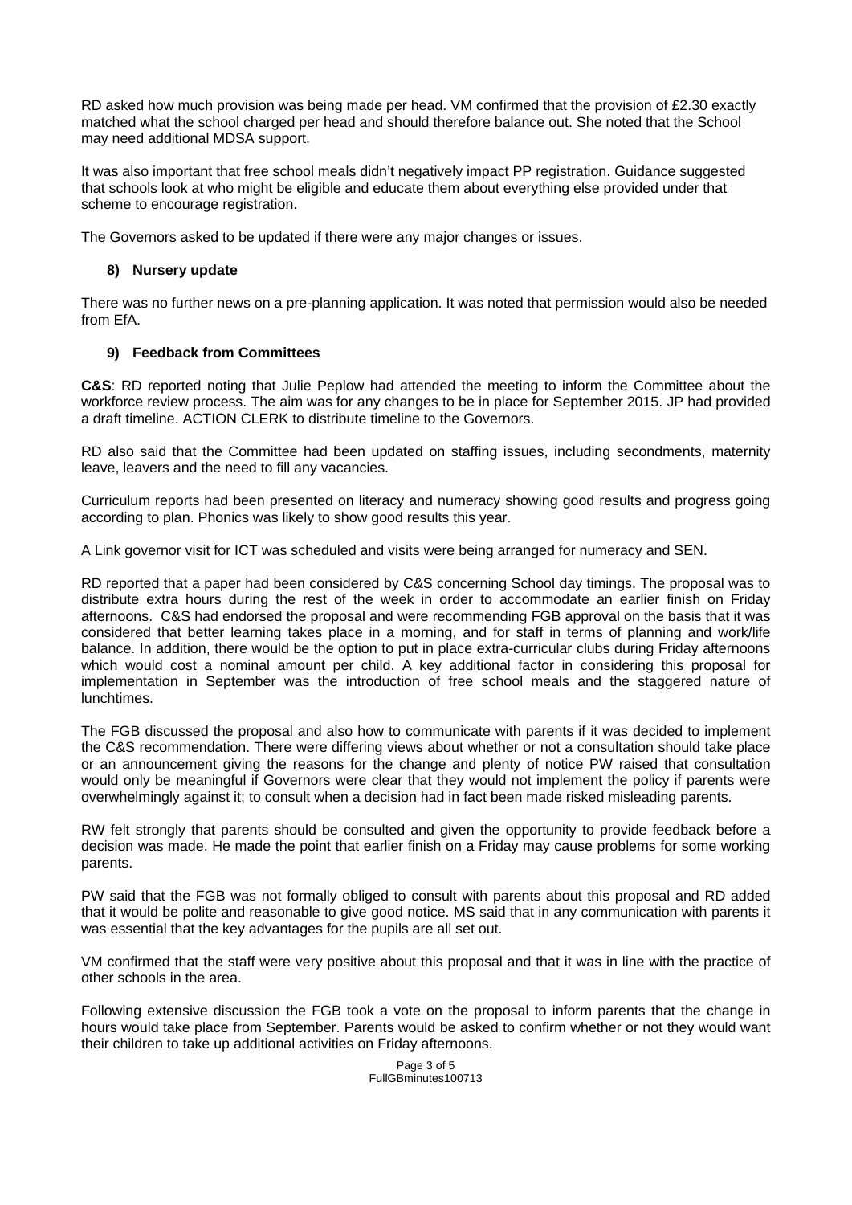RD asked how much provision was being made per head. VM confirmed that the provision of £2.30 exactly matched what the school charged per head and should therefore balance out. She noted that the School may need additional MDSA support.

It was also important that free school meals didn't negatively impact PP registration. Guidance suggested that schools look at who might be eligible and educate them about everything else provided under that scheme to encourage registration.

The Governors asked to be updated if there were any major changes or issues.

### 8) Nursery update

There was no further news on a pre-planning application. It was noted that permission would also be needed from EfA.

### 9) Feedback from Committees

**C&S**: RD reported noting that Julie Peplow had attended the meeting to inform the Committee about the workforce review process. The aim was for any changes to be in place for September 2015. JP had provided a draft timeline. ACTION CLERK to distribute timeline to the Governors.

RD also said that the Committee had been updated on staffing issues, including secondments, maternity leave, leavers and the need to fill any vacancies.

Curriculum reports had been presented on literacy and numeracy showing good results and progress going according to plan. Phonics was likely to show good results this year.

A Link governor visit for ICT was scheduled and visits were being arranged for numeracy and SEN.

RD reported that a paper had been considered by C&S concerning School day timings. The proposal was to distribute extra hours during the rest of the week in order to accommodate an earlier finish on Friday afternoons. C&S had endorsed the proposal and were recommending FGB approval on the basis that it was considered that better learning takes place in a morning, and for staff in terms of planning and work/life balance. In addition, there would be the option to put in place extra-curricular clubs during Friday afternoons which would cost a nominal amount per child. A key additional factor in considering this proposal for implementation in September was the introduction of free school meals and the staggered nature of lunchtimes.

The FGB discussed the proposal and also how to communicate with parents if it was decided to implement the C&S recommendation. There were differing views about whether or not a consultation should take place or an announcement giving the reasons for the change and plenty of notice PW raised that consultation would only be meaningful if Governors were clear that they would not implement the policy if parents were overwhelmingly against it; to consult when a decision had in fact been made risked misleading parents.

RW felt strongly that parents should be consulted and given the opportunity to provide feedback before a decision was made. He made the point that earlier finish on a Friday may cause problems for some working parents.

PW said that the FGB was not formally obliged to consult with parents about this proposal and RD added that it would be polite and reasonable to give good notice. MS said that in any communication with parents it was essential that the key advantages for the pupils are all set out.

VM confirmed that the staff were very positive about this proposal and that it was in line with the practice of other schools in the area.

Following extensive discussion the FGB took a vote on the proposal to inform parents that the change in hours would take place from September. Parents would be asked to confirm whether or not they would want their children to take up additional activities on Friday afternoons.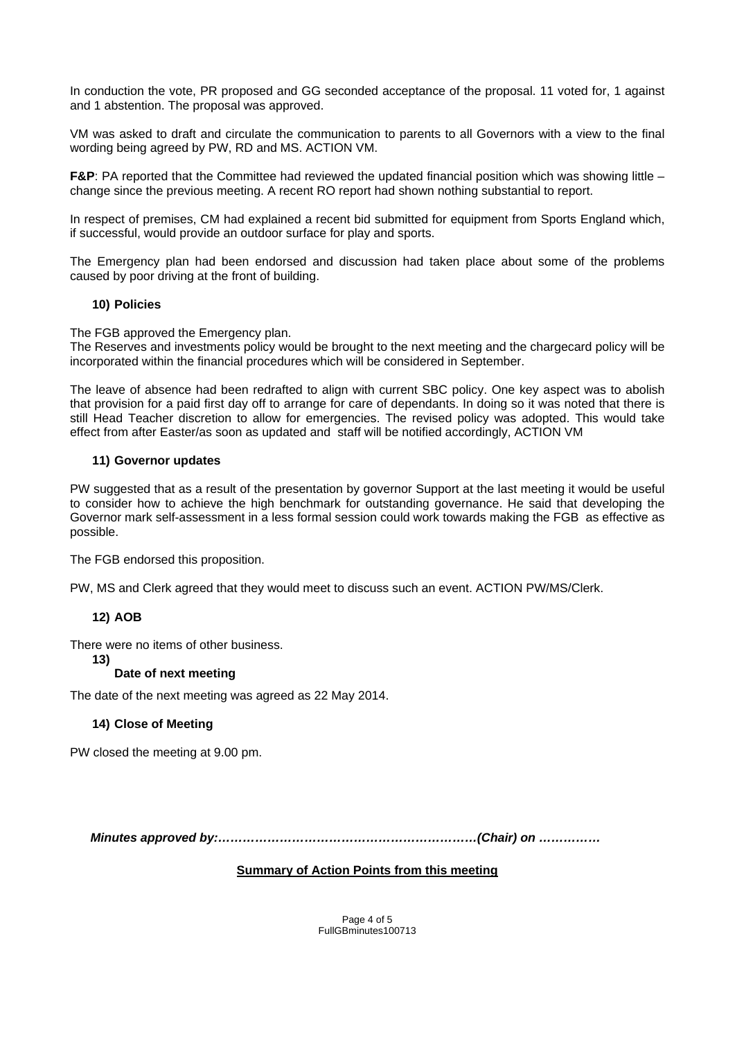In conduction the vote, PR proposed and GG seconded acceptance of the proposal. 11 voted for, 1 against and 1 abstention. The proposal was approved.

VM was asked to draft and circulate the communication to parents to all Governors with a view to the final wording being agreed by PW, RD and MS. ACTION VM.

**F&P**: PA reported that the Committee had reviewed the updated financial position which was showing little – change since the previous meeting. A recent RO report had shown nothing substantial to report.

In respect of premises, CM had explained a recent bid submitted for equipment from Sports England which, if successful, would provide an outdoor surface for play and sports.

The Emergency plan had been endorsed and discussion had taken place about some of the problems caused by poor driving at the front of building.

### 10) Policies

The FGB approved the Emergency plan.
The Reserves and investments policy would be brought to the next meeting and the chargecard policy will be incorporated within the financial procedures which will be considered in September.

The leave of absence had been redrafted to align with current SBC policy. One key aspect was to abolish that provision for a paid first day off to arrange for care of dependants. In doing so it was noted that there is still Head Teacher discretion to allow for emergencies. The revised policy was adopted. This would take effect from after Easter/as soon as updated and staff will be notified accordingly, ACTION VM

### 11) Governor updates

PW suggested that as a result of the presentation by governor Support at the last meeting it would be useful to consider how to achieve the high benchmark for outstanding governance. He said that developing the Governor mark self-assessment in a less formal session could work towards making the FGB as effective as possible.

The FGB endorsed this proposition.

PW, MS and Clerk agreed that they would meet to discuss such an event. ACTION PW/MS/Clerk.

### 12) AOB

There were no items of other business.

### 13) Date of next meeting

The date of the next meeting was agreed as 22 May 2014.

### 14) Close of Meeting

PW closed the meeting at 9.00 pm.

***Minutes approved by:……………………………………………………….(Chair) on ……………***

**Summary of Action Points from this meeting**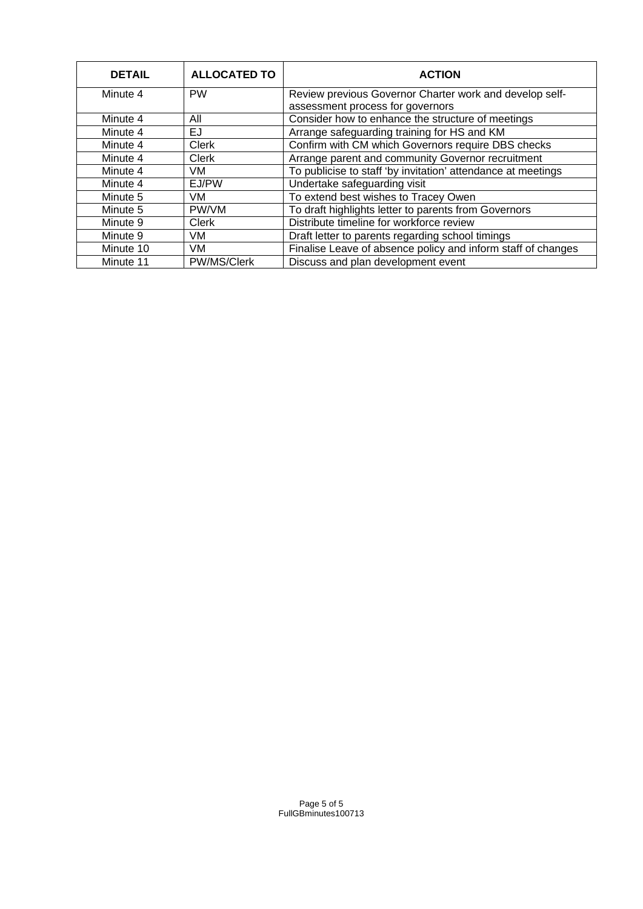| DETAIL | ALLOCATED TO | ACTION |
|---|---|---|
| Minute 4 | PW | Review previous Governor Charter work and develop self-assessment process for governors |
| Minute 4 | All | Consider how to enhance the structure of meetings |
| Minute 4 | EJ | Arrange safeguarding training for HS and KM |
| Minute 4 | Clerk | Confirm with CM which Governors require DBS checks |
| Minute 4 | Clerk | Arrange parent and community Governor recruitment |
| Minute 4 | VM | To publicise to staff 'by invitation' attendance at meetings |
| Minute 4 | EJ/PW | Undertake safeguarding visit |
| Minute 5 | VM | To extend best wishes to Tracey Owen |
| Minute 5 | PW/VM | To draft highlights letter to parents from Governors |
| Minute 9 | Clerk | Distribute timeline for workforce review |
| Minute 9 | VM | Draft letter to parents regarding school timings |
| Minute 10 | VM | Finalise Leave of absence policy and inform staff of changes |
| Minute 11 | PW/MS/Clerk | Discuss and plan development event |

FullGBminutes100713